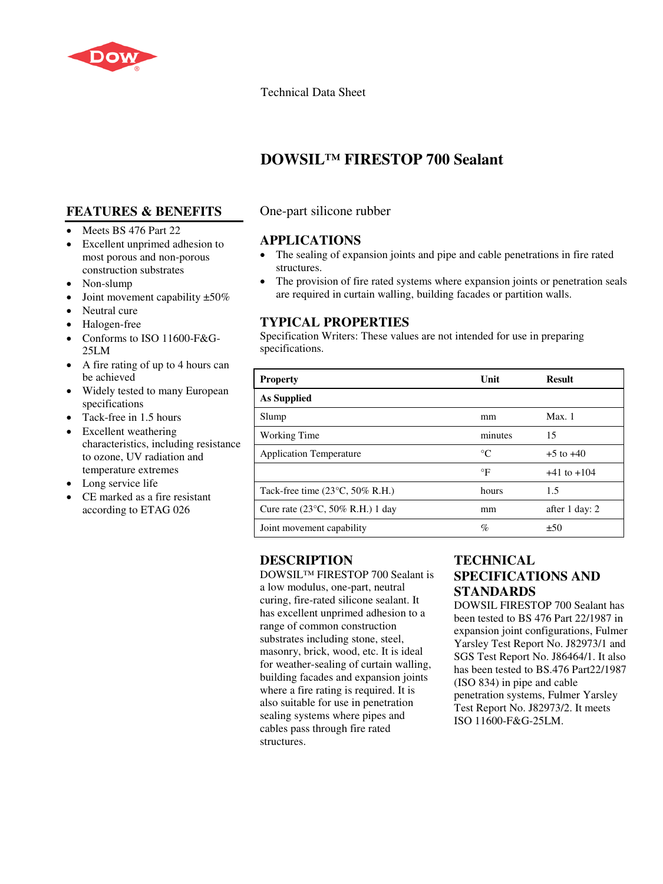Technical Data Sheet

# DOWSIL™ FIRESTOP 700 Sealant

One-part silicone rubber

## FEATURES & BENEFITS

- Meets BS 476 Part 22
- Excellent unprimed adhesion to most porous and non-porous construction substrates
- Non-slump
- Joint movement capability ±50%
- Neutral cure
- Halogen-free
- Conforms to ISO 11600-F&G-25LM
- A fire rating of up to 4 hours can be achieved
- Widely tested to many European specifications
- Tack-free in 1.5 hours
- Excellent weathering characteristics, including resistance to ozone, UV radiation and temperature extremes
- Long service life
- CE marked as a fire resistant according to ETAG 026

## APPLICATIONS

- The sealing of expansion joints and pipe and cable penetrations in fire rated structures.
- The provision of fire rated systems where expansion joints or penetration seals are required in curtain walling, building facades or partition walls.

## TYPICAL PROPERTIES

Specification Writers: These values are not intended for use in preparing specifications.

| Property | Unit | Result |
|---|---|---|
| **As Supplied** | | |
| Slump | mm | Max. 1 |
| Working Time | minutes | 15 |
| Application Temperature | °C | +5 to +40 |
| | °F | +41 to +104 |
| Tack-free time (23°C, 50% R.H.) | hours | 1.5 |
| Cure rate (23°C, 50% R.H.) 1 day | mm | after 1 day: 2 |
| Joint movement capability | % | ±50 |

## DESCRIPTION

DOWSIL™ FIRESTOP 700 Sealant is a low modulus, one-part, neutral curing, fire-rated silicone sealant. It has excellent unprimed adhesion to a range of common construction substrates including stone, steel, masonry, brick, wood, etc. It is ideal for weather-sealing of curtain walling, building facades and expansion joints where a fire rating is required. It is also suitable for use in penetration sealing systems where pipes and cables pass through fire rated structures.

## TECHNICAL SPECIFICATIONS AND STANDARDS

DOWSIL FIRESTOP 700 Sealant has been tested to BS 476 Part 22/1987 in expansion joint configurations, Fulmer Yarsley Test Report No. J82973/1 and SGS Test Report No. J86464/1. It also has been tested to BS.476 Part22/1987 (ISO 834) in pipe and cable penetration systems, Fulmer Yarsley Test Report No. J82973/2. It meets ISO 11600-F&G-25LM.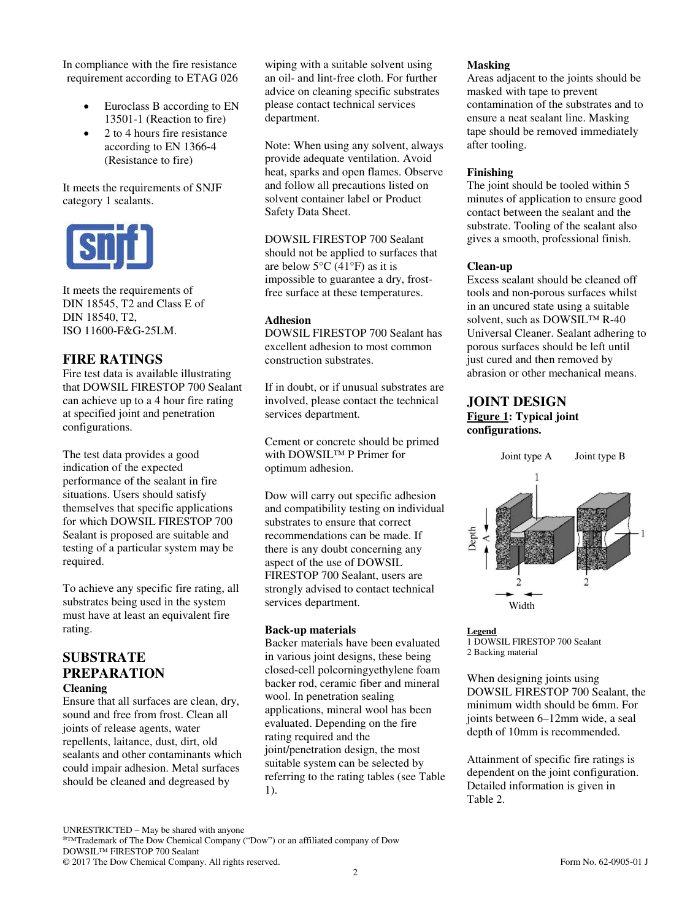In compliance with the fire resistance requirement according to ETAG 026

- Euroclass B according to EN 13501-1 (Reaction to fire)
- 2 to 4 hours fire resistance according to EN 1366-4 (Resistance to fire)

It meets the requirements of SNJF category 1 sealants.

It meets the requirements of DIN 18545, T2 and Class E of DIN 18540, T2, ISO 11600-F&G-25LM.

## FIRE RATINGS

Fire test data is available illustrating that DOWSIL FIRESTOP 700 Sealant can achieve up to a 4 hour fire rating at specified joint and penetration configurations.

The test data provides a good indication of the expected performance of the sealant in fire situations. Users should satisfy themselves that specific applications for which DOWSIL FIRESTOP 700 Sealant is proposed are suitable and testing of a particular system may be required.

To achieve any specific fire rating, all substrates being used in the system must have at least an equivalent fire rating.

## SUBSTRATE PREPARATION

### Cleaning

Ensure that all surfaces are clean, dry, sound and free from frost. Clean all joints of release agents, water repellents, laitance, dust, dirt, old sealants and other contaminants which could impair adhesion. Metal surfaces should be cleaned and degreased by wiping with a suitable solvent using an oil- and lint-free cloth. For further advice on cleaning specific substrates please contact technical services department.

Note: When using any solvent, always provide adequate ventilation. Avoid heat, sparks and open flames. Observe and follow all precautions listed on solvent container label or Product Safety Data Sheet.

DOWSIL FIRESTOP 700 Sealant should not be applied to surfaces that are below 5°C (41°F) as it is impossible to guarantee a dry, frost-free surface at these temperatures.

### Adhesion

DOWSIL FIRESTOP 700 Sealant has excellent adhesion to most common construction substrates.

If in doubt, or if unusual substrates are involved, please contact the technical services department.

Cement or concrete should be primed with DOWSIL™ P Primer for optimum adhesion.

Dow will carry out specific adhesion and compatibility testing on individual substrates to ensure that correct recommendations can be made. If there is any doubt concerning any aspect of the use of DOWSIL FIRESTOP 700 Sealant, users are strongly advised to contact technical services department.

### Back-up materials

Backer materials have been evaluated in various joint designs, these being closed-cell polcorningyethylene foam backer rod, ceramic fiber and mineral wool. In penetration sealing applications, mineral wool has been evaluated. Depending on the fire rating required and the joint/penetration design, the most suitable system can be selected by referring to the rating tables (see Table 1).

### Masking

Areas adjacent to the joints should be masked with tape to prevent contamination of the substrates and to ensure a neat sealant line. Masking tape should be removed immediately after tooling.

### Finishing

The joint should be tooled within 5 minutes of application to ensure good contact between the sealant and the substrate. Tooling of the sealant also gives a smooth, professional finish.

### Clean-up

Excess sealant should be cleaned off tools and non-porous surfaces whilst in an uncured state using a suitable solvent, such as DOWSIL™ R-40 Universal Cleaner. Sealant adhering to porous surfaces should be left until just cured and then removed by abrasion or other mechanical means.

## JOINT DESIGN

**Figure 1: Typical joint configurations.**

Joint type A    Joint type B

Legend
1 DOWSIL FIRESTOP 700 Sealant
2 Backing material

When designing joints using DOWSIL FIRESTOP 700 Sealant, the minimum width should be 6mm. For joints between 6–12mm wide, a seal depth of 10mm is recommended.

Attainment of specific fire ratings is dependent on the joint configuration. Detailed information is given in Table 2.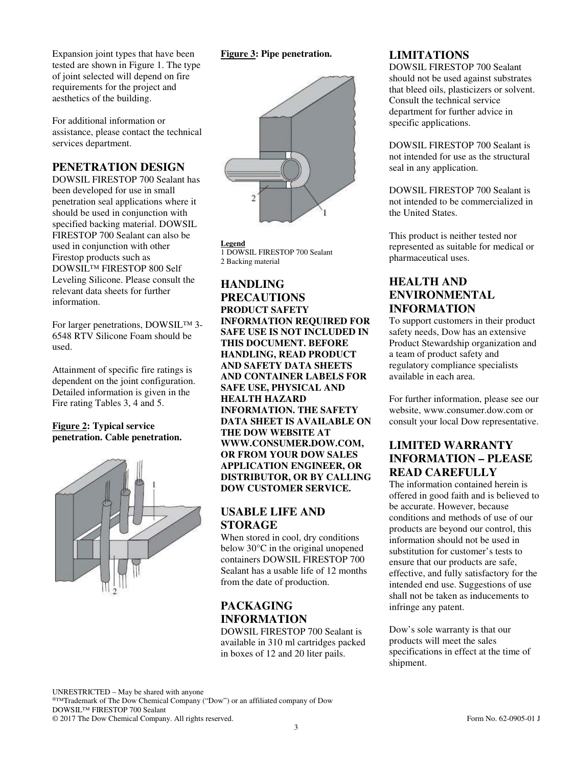Expansion joint types that have been tested are shown in Figure 1. The type of joint selected will depend on fire requirements for the project and aesthetics of the building.

For additional information or assistance, please contact the technical services department.

## PENETRATION DESIGN

DOWSIL FIRESTOP 700 Sealant has been developed for use in small penetration seal applications where it should be used in conjunction with specified backing material. DOWSIL FIRESTOP 700 Sealant can also be used in conjunction with other Firestop products such as DOWSIL™ FIRESTOP 800 Self Leveling Silicone. Please consult the relevant data sheets for further information.

For larger penetrations, DOWSIL™ 3-6548 RTV Silicone Foam should be used.

Attainment of specific fire ratings is dependent on the joint configuration. Detailed information is given in the Fire rating Tables 3, 4 and 5.

**Figure 2: Typical service penetration. Cable penetration.**

**Figure 3: Pipe penetration.**

**Legend**
1 DOWSIL FIRESTOP 700 Sealant
2 Backing material

## HANDLING PRECAUTIONS

**PRODUCT SAFETY INFORMATION REQUIRED FOR SAFE USE IS NOT INCLUDED IN THIS DOCUMENT. BEFORE HANDLING, READ PRODUCT AND SAFETY DATA SHEETS AND CONTAINER LABELS FOR SAFE USE, PHYSICAL AND HEALTH HAZARD INFORMATION. THE SAFETY DATA SHEET IS AVAILABLE ON THE DOW WEBSITE AT WWW.CONSUMER.DOW.COM, OR FROM YOUR DOW SALES APPLICATION ENGINEER, OR DISTRIBUTOR, OR BY CALLING DOW CUSTOMER SERVICE.**

## USABLE LIFE AND STORAGE

When stored in cool, dry conditions below 30°C in the original unopened containers DOWSIL FIRESTOP 700 Sealant has a usable life of 12 months from the date of production.

## PACKAGING INFORMATION

DOWSIL FIRESTOP 700 Sealant is available in 310 ml cartridges packed in boxes of 12 and 20 liter pails.

## LIMITATIONS

DOWSIL FIRESTOP 700 Sealant should not be used against substrates that bleed oils, plasticizers or solvent. Consult the technical service department for further advice in specific applications.

DOWSIL FIRESTOP 700 Sealant is not intended for use as the structural seal in any application.

DOWSIL FIRESTOP 700 Sealant is not intended to be commercialized in the United States.

This product is neither tested nor represented as suitable for medical or pharmaceutical uses.

## HEALTH AND ENVIRONMENTAL INFORMATION

To support customers in their product safety needs, Dow has an extensive Product Stewardship organization and a team of product safety and regulatory compliance specialists available in each area.

For further information, please see our website, www.consumer.dow.com or consult your local Dow representative.

## LIMITED WARRANTY INFORMATION – PLEASE READ CAREFULLY

The information contained herein is offered in good faith and is believed to be accurate. However, because conditions and methods of use of our products are beyond our control, this information should not be used in substitution for customer's tests to ensure that our products are safe, effective, and fully satisfactory for the intended end use. Suggestions of use shall not be taken as inducements to infringe any patent.

Dow's sole warranty is that our products will meet the sales specifications in effect at the time of shipment.

UNRESTRICTED – May be shared with anyone
®™Trademark of The Dow Chemical Company ("Dow") or an affiliated company of Dow
DOWSIL™ FIRESTOP 700 Sealant
© 2017 The Dow Chemical Company. All rights reserved. Form No. 62-0905-01 J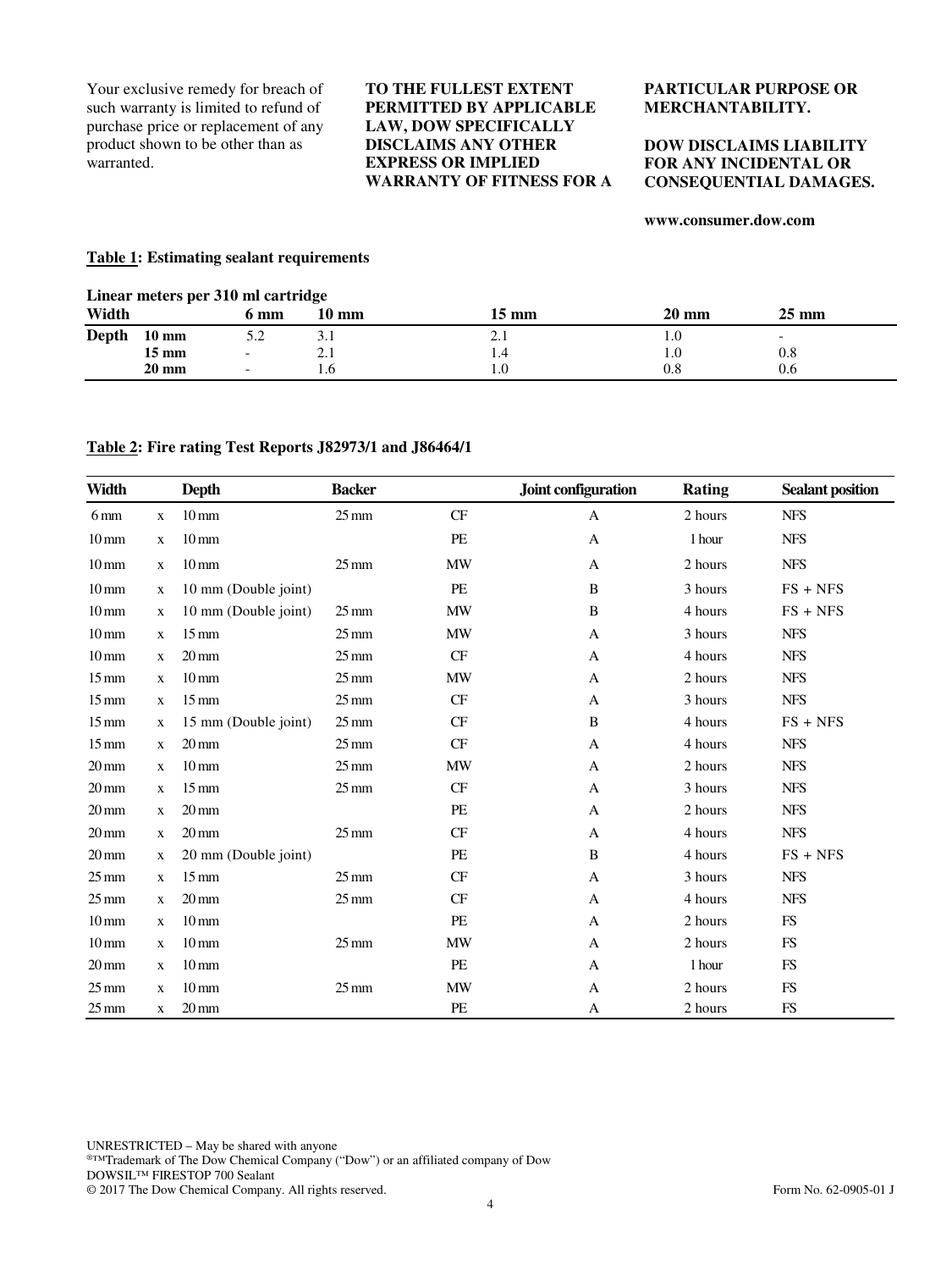Your exclusive remedy for breach of such warranty is limited to refund of purchase price or replacement of any product shown to be other than as warranted.

**TO THE FULLEST EXTENT PERMITTED BY APPLICABLE LAW, DOW SPECIFICALLY DISCLAIMS ANY OTHER EXPRESS OR IMPLIED WARRANTY OF FITNESS FOR A PARTICULAR PURPOSE OR MERCHANTABILITY.**

**DOW DISCLAIMS LIABILITY FOR ANY INCIDENTAL OR CONSEQUENTIAL DAMAGES.**

**www.consumer.dow.com**

**Table 1: Estimating sealant requirements**

**Linear meters per 310 ml cartridge**

| Width | | 6 mm | 10 mm | 15 mm | 20 mm | 25 mm |
|---|---|---|---|---|---|---|
| Depth | 10 mm | 5.2 | 3.1 | 2.1 | 1.0 | - |
| | 15 mm | - | 2.1 | 1.4 | 1.0 | 0.8 |
| | 20 mm | - | 1.6 | 1.0 | 0.8 | 0.6 |

**Table 2: Fire rating Test Reports J82973/1 and J86464/1**

| Width | | Depth | Backer | | Joint configuration | Rating | Sealant position |
|---|---|---|---|---|---|---|---|
| 6 mm | x | 10 mm | 25 mm | CF | A | 2 hours | NFS |
| 10 mm | x | 10 mm | | PE | A | 1 hour | NFS |
| 10 mm | x | 10 mm | 25 mm | MW | A | 2 hours | NFS |
| 10 mm | x | 10 mm (Double joint) | | PE | B | 3 hours | FS + NFS |
| 10 mm | x | 10 mm (Double joint) | 25 mm | MW | B | 4 hours | FS + NFS |
| 10 mm | x | 15 mm | 25 mm | MW | A | 3 hours | NFS |
| 10 mm | x | 20 mm | 25 mm | CF | A | 4 hours | NFS |
| 15 mm | x | 10 mm | 25 mm | MW | A | 2 hours | NFS |
| 15 mm | x | 15 mm | 25 mm | CF | A | 3 hours | NFS |
| 15 mm | x | 15 mm (Double joint) | 25 mm | CF | B | 4 hours | FS + NFS |
| 15 mm | x | 20 mm | 25 mm | CF | A | 4 hours | NFS |
| 20 mm | x | 10 mm | 25 mm | MW | A | 2 hours | NFS |
| 20 mm | x | 15 mm | 25 mm | CF | A | 3 hours | NFS |
| 20 mm | x | 20 mm | | PE | A | 2 hours | NFS |
| 20 mm | x | 20 mm | 25 mm | CF | A | 4 hours | NFS |
| 20 mm | x | 20 mm (Double joint) | | PE | B | 4 hours | FS + NFS |
| 25 mm | x | 15 mm | 25 mm | CF | A | 3 hours | NFS |
| 25 mm | x | 20 mm | 25 mm | CF | A | 4 hours | NFS |
| 10 mm | x | 10 mm | | PE | A | 2 hours | FS |
| 10 mm | x | 10 mm | 25 mm | MW | A | 2 hours | FS |
| 20 mm | x | 10 mm | | PE | A | 1 hour | FS |
| 25 mm | x | 10 mm | 25 mm | MW | A | 2 hours | FS |
| 25 mm | x | 20 mm | | PE | A | 2 hours | FS |

UNRESTRICTED – May be shared with anyone
®™Trademark of The Dow Chemical Company ("Dow") or an affiliated company of Dow
DOWSIL™ FIRESTOP 700 Sealant
© 2017 The Dow Chemical Company. All rights reserved. Form No. 62-0905-01 J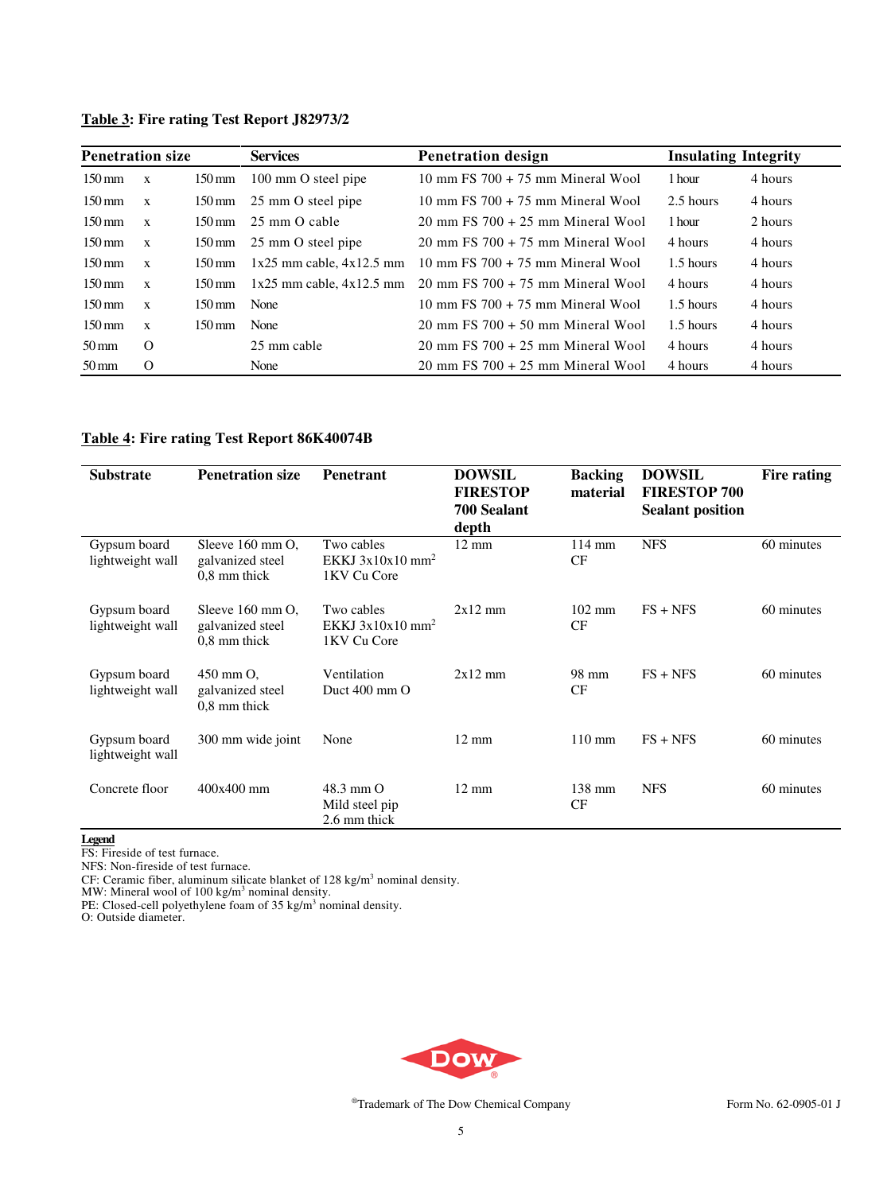**Table 3: Fire rating Test Report J82973/2**

| Penetration size | | | Services | Penetration design | Insulating | Integrity |
|---|---|---|---|---|---|---|
| 150 mm | x | 150 mm | 100 mm O steel pipe | 10 mm FS 700 + 75 mm Mineral Wool | 1 hour | 4 hours |
| 150 mm | x | 150 mm | 25 mm O steel pipe | 10 mm FS 700 + 75 mm Mineral Wool | 2.5 hours | 4 hours |
| 150 mm | x | 150 mm | 25 mm O cable | 20 mm FS 700 + 25 mm Mineral Wool | 1 hour | 2 hours |
| 150 mm | x | 150 mm | 25 mm O steel pipe | 20 mm FS 700 + 75 mm Mineral Wool | 4 hours | 4 hours |
| 150 mm | x | 150 mm | 1x25 mm cable, 4x12.5 mm | 10 mm FS 700 + 75 mm Mineral Wool | 1.5 hours | 4 hours |
| 150 mm | x | 150 mm | 1x25 mm cable, 4x12.5 mm | 20 mm FS 700 + 75 mm Mineral Wool | 4 hours | 4 hours |
| 150 mm | x | 150 mm | None | 10 mm FS 700 + 75 mm Mineral Wool | 1.5 hours | 4 hours |
| 150 mm | x | 150 mm | None | 20 mm FS 700 + 50 mm Mineral Wool | 1.5 hours | 4 hours |
| 50 mm | O | | 25 mm cable | 20 mm FS 700 + 25 mm Mineral Wool | 4 hours | 4 hours |
| 50 mm | O | | None | 20 mm FS 700 + 25 mm Mineral Wool | 4 hours | 4 hours |

**Table 4: Fire rating Test Report 86K40074B**

| Substrate | Penetration size | Penetrant | DOWSIL FIRESTOP 700 Sealant depth | Backing material | DOWSIL FIRESTOP 700 Sealant position | Fire rating |
|---|---|---|---|---|---|---|
| Gypsum board lightweight wall | Sleeve 160 mm O, galvanized steel 0,8 mm thick | Two cables EKKJ 3x10x10 mm² 1KV Cu Core | 12 mm | 114 mm CF | NFS | 60 minutes |
| Gypsum board lightweight wall | Sleeve 160 mm O, galvanized steel 0,8 mm thick | Two cables EKKJ 3x10x10 mm² 1KV Cu Core | 2x12 mm | 102 mm CF | FS + NFS | 60 minutes |
| Gypsum board lightweight wall | 450 mm O, galvanized steel 0,8 mm thick | Ventilation Duct 400 mm O | 2x12 mm | 98 mm CF | FS + NFS | 60 minutes |
| Gypsum board lightweight wall | 300 mm wide joint | None | 12 mm | 110 mm | FS + NFS | 60 minutes |
| Concrete floor | 400x400 mm | 48.3 mm O Mild steel pip 2.6 mm thick | 12 mm | 138 mm CF | NFS | 60 minutes |

**Legend**

FS: Fireside of test furnace.
NFS: Non-fireside of test furnace.
CF: Ceramic fiber, aluminum silicate blanket of 128 kg/m³ nominal density.
MW: Mineral wool of 100 kg/m³ nominal density.
PE: Closed-cell polyethylene foam of 35 kg/m³ nominal density.
O: Outside diameter.

®Trademark of The Dow Chemical Company

Form No. 62-0905-01 J